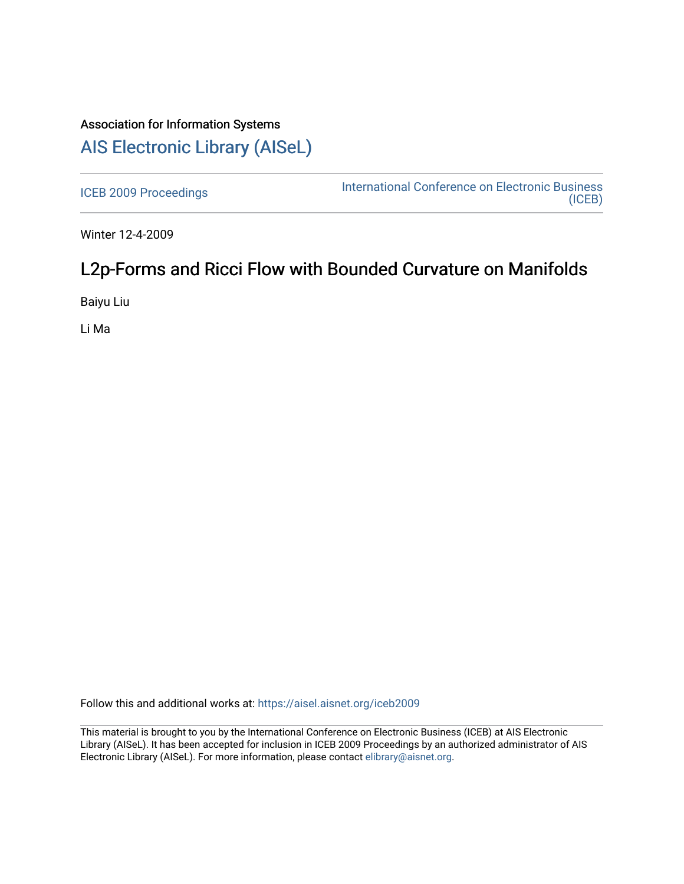Association for Information Systems

# AIS Electronic Library (AISeL)

ICEB 2009 Proceedings

International Conference on Electronic Business (ICEB)

Winter 12-4-2009

## L2p-Forms and Ricci Flow with Bounded Curvature on Manifolds

Baiyu Liu

Li Ma

Follow this and additional works at: https://aisel.aisnet.org/iceb2009

This material is brought to you by the International Conference on Electronic Business (ICEB) at AIS Electronic Library (AISeL). It has been accepted for inclusion in ICEB 2009 Proceedings by an authorized administrator of AIS Electronic Library (AISeL). For more information, please contact elibrary@aisnet.org.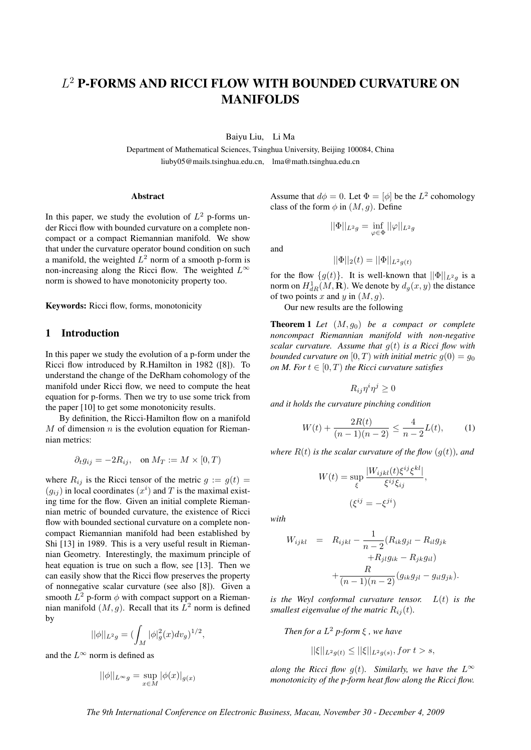# $L^2$ P-FORMS AND RICCI FLOW WITH BOUNDED CURVATURE ON MANIFOLDS

Baiyu Liu, Li Ma

Department of Mathematical Sciences, Tsinghua University, Beijing 100084, China
liuby05@mails.tsinghua.edu.cn, lma@math.tsinghua.edu.cn

### Abstract

In this paper, we study the evolution of $L^2$ p-forms under Ricci flow with bounded curvature on a complete noncompact or a compact Riemannian manifold. We show that under the curvature operator bound condition on such a manifold, the weighted $L^2$ norm of a smooth p-form is non-increasing along the Ricci flow. The weighted $L^\infty$ norm is showed to have monotonicity property too.

**Keywords:** Ricci flow, forms, monotonicity

## 1 Introduction

In this paper we study the evolution of a p-form under the Ricci flow introduced by R.Hamilton in 1982 ([8]). To understand the change of the DeRham cohomology of the manifold under Ricci flow, we need to compute the heat equation for p-forms. Then we try to use some trick from the paper [10] to get some monotonicity results.

By definition, the Ricci-Hamilton flow on a manifold $M$ of dimension $n$ is the evolution equation for Riemannian metrics:

$$\partial_t g_{ij} = -2R_{ij}, \quad \text{on } M_T := M \times [0, T)$$

where $R_{ij}$ is the Ricci tensor of the metric $g := g(t) = (g_{ij})$ in local coordinates $(x^i)$ and $T$ is the maximal existing time for the flow. Given an initial complete Riemannian metric of bounded curvature, the existence of Ricci flow with bounded sectional curvature on a complete noncompact Riemannian manifold had been established by Shi [13] in 1989. This is a very useful result in Riemannian Geometry. Interestingly, the maximum principle of heat equation is true on such a flow, see [13]. Then we can easily show that the Ricci flow preserves the property of nonnegative scalar curvature (see also [8]). Given a smooth $L^2$ p-form $\phi$ with compact support on a Riemannian manifold $(M, g)$. Recall that its $L^2$ norm is defined by

$$||\phi||_{L^2 g} = \left(\int_M |\phi|_g^2(x) dv_g\right)^{1/2},$$

and the $L^\infty$ norm is defined as

$$||\phi||_{L^\infty g} = \sup_{x \in M} |\phi(x)|_{g(x)}$$

Assume that $d\phi = 0$. Let $\Phi = [\phi]$ be the $L^2$ cohomology class of the form $\phi$ in $(M, g)$. Define

$$||\Phi||_{L^2 g} = \inf_{\varphi \in \Phi} ||\varphi||_{L^2 g}$$

and

$$||\Phi||_2(t) = ||\Phi||_{L^2 g(t)}$$

for the flow $\{g(t)\}$. It is well-known that $||\Phi||_{L^2 g}$ is a norm on $H^1_{dR}(M, \mathbf{R})$. We denote by $d_g(x, y)$ the distance of two points $x$ and $y$ in $(M, g)$.

Our new results are the following

**Theorem 1** *Let $(M, g_0)$ be a compact or complete noncompact Riemannian manifold with non-negative scalar curvature. Assume that $g(t)$ is a Ricci flow with bounded curvature on $[0, T)$ with initial metric $g(0) = g_0$ on M. For $t \in [0, T)$ the Ricci curvature satisfies*

$$R_{ij}\eta^i\eta^j \geq 0$$

*and it holds the curvature pinching condition*

$$W(t) + \frac{2R(t)}{(n-1)(n-2)} \leq \frac{4}{n-2}L(t), \tag{1}$$

*where $R(t)$ is the scalar curvature of the flow $(g(t))$, and*

$$W(t) = \sup_\xi \frac{|W_{ijkl}(t)\xi^{ij}\xi^{kl}|}{\xi^{ij}\xi_{ij}},$$

$$(\xi^{ij} = -\xi^{ji})$$

*with*

$$\begin{aligned} W_{ijkl} &= R_{ijkl} - \frac{1}{n-2}(R_{ik}g_{jl} - R_{il}g_{jk} \\ &\quad + R_{jl}g_{ik} - R_{jk}g_{il}) \\ &\quad + \frac{R}{(n-1)(n-2)}(g_{ik}g_{jl} - g_{il}g_{jk}). \end{aligned}$$

*is the Weyl conformal curvature tensor. $L(t)$ is the smallest eigenvalue of the matric $R_{ij}(t)$.*

*Then for a $L^2$ p-form $\xi$, we have*

$$||\xi||_{L^2 g(t)} \leq ||\xi||_{L^2 g(s)}, for\ t > s,$$

*along the Ricci flow $g(t)$. Similarly, we have the $L^\infty$ monotonicity of the p-form heat flow along the Ricci flow.*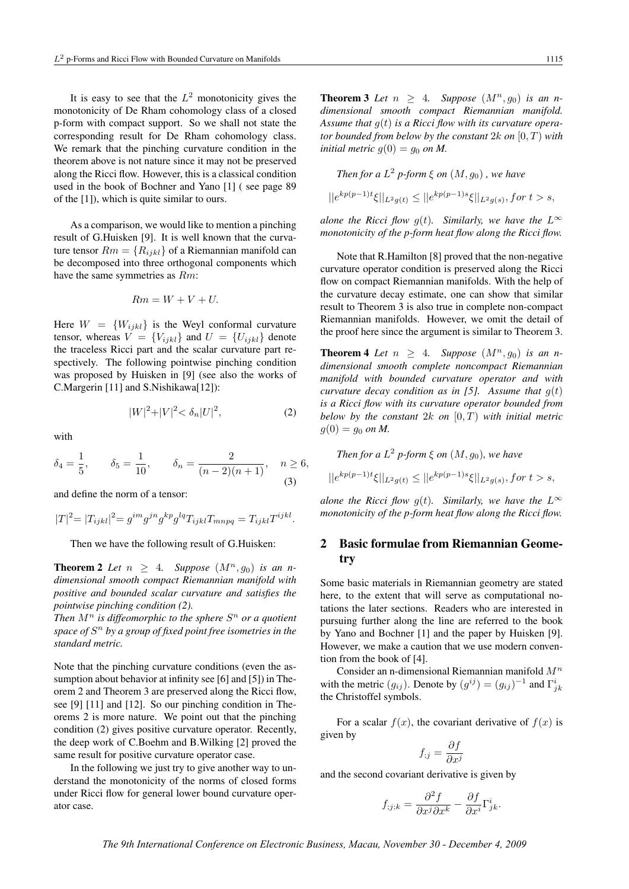It is easy to see that the $L^2$ monotonicity gives the monotonicity of De Rham cohomology class of a closed p-form with compact support. So we shall not state the corresponding result for De Rham cohomology class. We remark that the pinching curvature condition in the theorem above is not nature since it may not be preserved along the Ricci flow. However, this is a classical condition used in the book of Bochner and Yano [1] ( see page 89 of the [1]), which is quite similar to ours.

As a comparison, we would like to mention a pinching result of G.Huisken [9]. It is well known that the curvature tensor $Rm = \{R_{ijkl}\}$ of a Riemannian manifold can be decomposed into three orthogonal components which have the same symmetries as $Rm$:

$$Rm = W + V + U.$$

Here $W = \{W_{ijkl}\}$ is the Weyl conformal curvature tensor, whereas $V = \{V_{ijkl}\}$ and $U = \{U_{ijkl}\}$ denote the traceless Ricci part and the scalar curvature part respectively. The following pointwise pinching condition was proposed by Huisken in [9] (see also the works of C.Margerin [11] and S.Nishikawa[12]):

$$|W|^2+|V|^2< \delta_n|U|^2, \tag{2}$$

with

$$\delta_4 = \frac{1}{5}, \qquad \delta_5 = \frac{1}{10}, \qquad \delta_n = \frac{2}{(n-2)(n+1)}, \quad n \geq 6, \tag{3}$$

and define the norm of a tensor:

$$|T|^2= |T_{ijkl}|^2= g^{im}g^{jn}g^{kp}g^{lq}T_{ijkl}T_{mnpq} = T_{ijkl}T^{ijkl}.$$

Then we have the following result of G.Huisken:

**Theorem 2** *Let $n \geq 4$. Suppose $(M^n, g_0)$ is an n-dimensional smooth compact Riemannian manifold with positive and bounded scalar curvature and satisfies the pointwise pinching condition (2).*
*Then $M^n$ is diffeomorphic to the sphere $S^n$ or a quotient space of $S^n$ by a group of fixed point free isometries in the standard metric.*

Note that the pinching curvature conditions (even the assumption about behavior at infinity see [6] and [5]) in Theorem 2 and Theorem 3 are preserved along the Ricci flow, see [9] [11] and [12]. So our pinching condition in Theorems 2 is more nature. We point out that the pinching condition (2) gives positive curvature operator. Recently, the deep work of C.Boehm and B.Wilking [2] proved the same result for positive curvature operator case.

In the following we just try to give another way to understand the monotonicity of the norms of closed forms under Ricci flow for general lower bound curvature operator case.

**Theorem 3** *Let $n \geq 4$. Suppose $(M^n, g_0)$ is an n-dimensional smooth compact Riemannian manifold. Assume that $g(t)$ is a Ricci flow with its curvature operator bounded from below by the constant $2k$ on $[0, T)$ with initial metric $g(0) = g_0$ on M.*

*Then for a $L^2$ p-form $\xi$ on $(M, g_0)$ , we have*

$$||e^{kp(p-1)t}\xi||_{L^2g(t)} \leq ||e^{kp(p-1)s}\xi||_{L^2g(s)}, for\ t > s,$$

*alone the Ricci flow $g(t)$. Similarly, we have the $L^\infty$ monotonicity of the p-form heat flow along the Ricci flow.*

Note that R.Hamilton [8] proved that the non-negative curvature operator condition is preserved along the Ricci flow on compact Riemannian manifolds. With the help of the curvature decay estimate, one can show that similar result to Theorem 3 is also true in complete non-compact Riemannian manifolds. However, we omit the detail of the proof here since the argument is similar to Theorem 3.

**Theorem 4** *Let $n \geq 4$. Suppose $(M^n, g_0)$ is an n-dimensional smooth complete noncompact Riemannian manifold with bounded curvature operator and with curvature decay condition as in [5]. Assume that $g(t)$ is a Ricci flow with its curvature operator bounded from below by the constant $2k$ on $[0, T)$ with initial metric $g(0) = g_0$ on M.*

*Then for a $L^2$ p-form $\xi$ on $(M, g_0)$, we have*

$$||e^{kp(p-1)t}\xi||_{L^2g(t)} \leq ||e^{kp(p-1)s}\xi||_{L^2g(s)}, for\ t > s,$$

*alone the Ricci flow $g(t)$. Similarly, we have the $L^\infty$ monotonicity of the p-form heat flow along the Ricci flow.*

## 2 Basic formulae from Riemannian Geometry

Some basic materials in Riemannian geometry are stated here, to the extent that will serve as computational notations the later sections. Readers who are interested in pursuing further along the line are referred to the book by Yano and Bochner [1] and the paper by Huisken [9]. However, we make a caution that we use modern convention from the book of [4].

Consider an n-dimensional Riemannian manifold $M^n$ with the metric $(g_{ij})$. Denote by $(g^{ij}) = (g_{ij})^{-1}$ and $\Gamma^i_{jk}$ the Christoffel symbols.

For a scalar $f(x)$, the covariant derivative of $f(x)$ is given by

$$f_{;j} = \frac{\partial f}{\partial x^j}$$

and the second covariant derivative is given by

$$f_{;j;k} = \frac{\partial^2 f}{\partial x^j \partial x^k} - \frac{\partial f}{\partial x^i}\Gamma^i_{jk}.$$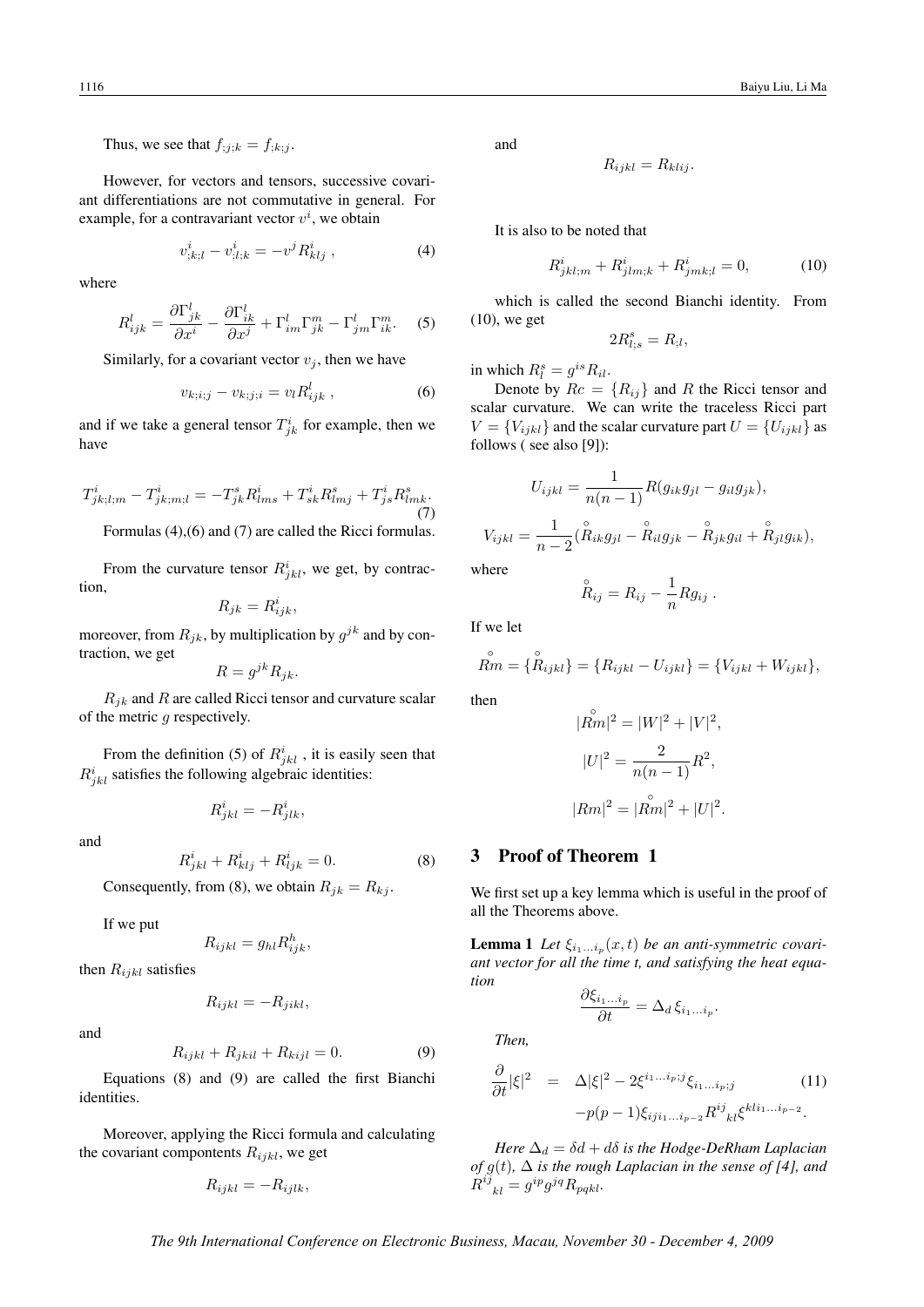Thus, we see that $f_{;j;k} = f_{;k;j}$.

However, for vectors and tensors, successive covariant differentiations are not commutative in general. For example, for a contravariant vector $v^i$, we obtain

$$v^i_{;k;l} - v^i_{;l;k} = -v^j R^i_{klj} \ , \tag{4}$$

where

$$R^l_{ijk} = \frac{\partial \Gamma^l_{jk}}{\partial x^i} - \frac{\partial \Gamma^l_{ik}}{\partial x^j} + \Gamma^l_{im}\Gamma^m_{jk} - \Gamma^l_{jm}\Gamma^m_{ik}. \tag{5}$$

Similarly, for a covariant vector $v_j$, then we have

$$v_{k;i;j} - v_{k;j;i} = v_l R^l_{ijk} \ , \tag{6}$$

and if we take a general tensor $T^i_{jk}$ for example, then we have

$$T^i_{jk;l;m} - T^i_{jk;m;l} = -T^s_{jk}R^i_{lms} + T^i_{sk}R^s_{lmj} + T^i_{js}R^s_{lmk}. \tag{7}$$

Formulas (4),(6) and (7) are called the Ricci formulas.

From the curvature tensor $R^i_{jkl}$, we get, by contraction,

$$R_{jk} = R^i_{ijk},$$

moreover, from $R_{jk}$, by multiplication by $g^{jk}$ and by contraction, we get

$$R = g^{jk}R_{jk}.$$

$R_{jk}$ and $R$ are called Ricci tensor and curvature scalar of the metric $g$ respectively.

From the definition (5) of $R^i_{jkl}$ , it is easily seen that $R^i_{jkl}$ satisfies the following algebraic identities:

$$R^i_{jkl} = -R^i_{jlk},$$

and

$$R^i_{jkl} + R^i_{klj} + R^i_{ljk} = 0. \tag{8}$$

Consequently, from (8), we obtain $R_{jk} = R_{kj}$.

If we put

$$R_{ijkl} = g_{hl}R^h_{ijk},$$

then $R_{ijkl}$ satisfies

$$R_{ijkl} = -R_{jikl},$$

and

$$R_{ijkl} + R_{jkil} + R_{kijl} = 0. \tag{9}$$

Equations (8) and (9) are called the first Bianchi identities.

Moreover, applying the Ricci formula and calculating the covariant compontents $R_{ijkl}$, we get

$$R_{ijkl} = -R_{ijlk},$$

and

$$R_{ijkl} = R_{klij}.$$

It is also to be noted that

$$R^i_{jkl;m} + R^i_{jlm;k} + R^i_{jmk;l} = 0, \tag{10}$$

which is called the second Bianchi identity. From (10), we get

$$2R^s_{l;s} = R_{;l},$$

in which $R^s_l = g^{is}R_{il}$.

Denote by $Rc = \{R_{ij}\}$ and $R$ the Ricci tensor and scalar curvature. We can write the traceless Ricci part $V = \{V_{ijkl}\}$ and the scalar curvature part $U = \{U_{ijkl}\}$ as follows ( see also [9]):

$$U_{ijkl} = \frac{1}{n(n-1)}R(g_{ik}g_{jl} - g_{il}g_{jk}),$$

$$V_{ijkl} = \frac{1}{n-2}(\overset{\circ}{R}_{ik}g_{jl} - \overset{\circ}{R}_{il}g_{jk} - \overset{\circ}{R}_{jk}g_{il} + \overset{\circ}{R}_{jl}g_{ik}),$$

where

$$\overset{\circ}{R}_{ij} = R_{ij} - \frac{1}{n}Rg_{ij} \ .$$

If we let

$$\overset{\circ}{Rm} = \{\overset{\circ}{R}_{ijkl}\} = \{R_{ijkl} - U_{ijkl}\} = \{V_{ijkl} + W_{ijkl}\},$$

then

$$|\overset{\circ}{Rm}|^2 = |W|^2 + |V|^2,$$

$$|U|^2 = \frac{2}{n(n-1)}R^2,$$

$$|Rm|^2 = |\overset{\circ}{Rm}|^2 + |U|^2.$$

## 3 Proof of Theorem 1

We first set up a key lemma which is useful in the proof of all the Theorems above.

**Lemma 1** *Let $\xi_{i_1\ldots i_p}(x,t)$ be an anti-symmetric covariant vector for all the time t, and satisfying the heat equation*

$$\frac{\partial \xi_{i_1\ldots i_p}}{\partial t} = \Delta_d\, \xi_{i_1\ldots i_p}.$$

*Then,*

$$\begin{aligned} \frac{\partial}{\partial t}|\xi|^2 &= \Delta|\xi|^2 - 2\xi^{i_1\ldots i_p;j}\xi_{i_1\ldots i_p;j} \qquad (11)\\ &\quad -p(p-1)\xi_{ij i_1\ldots i_{p-2}}R^{ij}{}_{kl}\xi^{kl i_1\ldots i_{p-2}}. \end{aligned}$$

*Here $\Delta_d = \delta d + d\delta$ is the Hodge-DeRham Laplacian of $g(t)$, $\Delta$ is the rough Laplacian in the sense of [4], and $R^{ij}{}_{kl} = g^{ip}g^{jq}R_{pqkl}$.*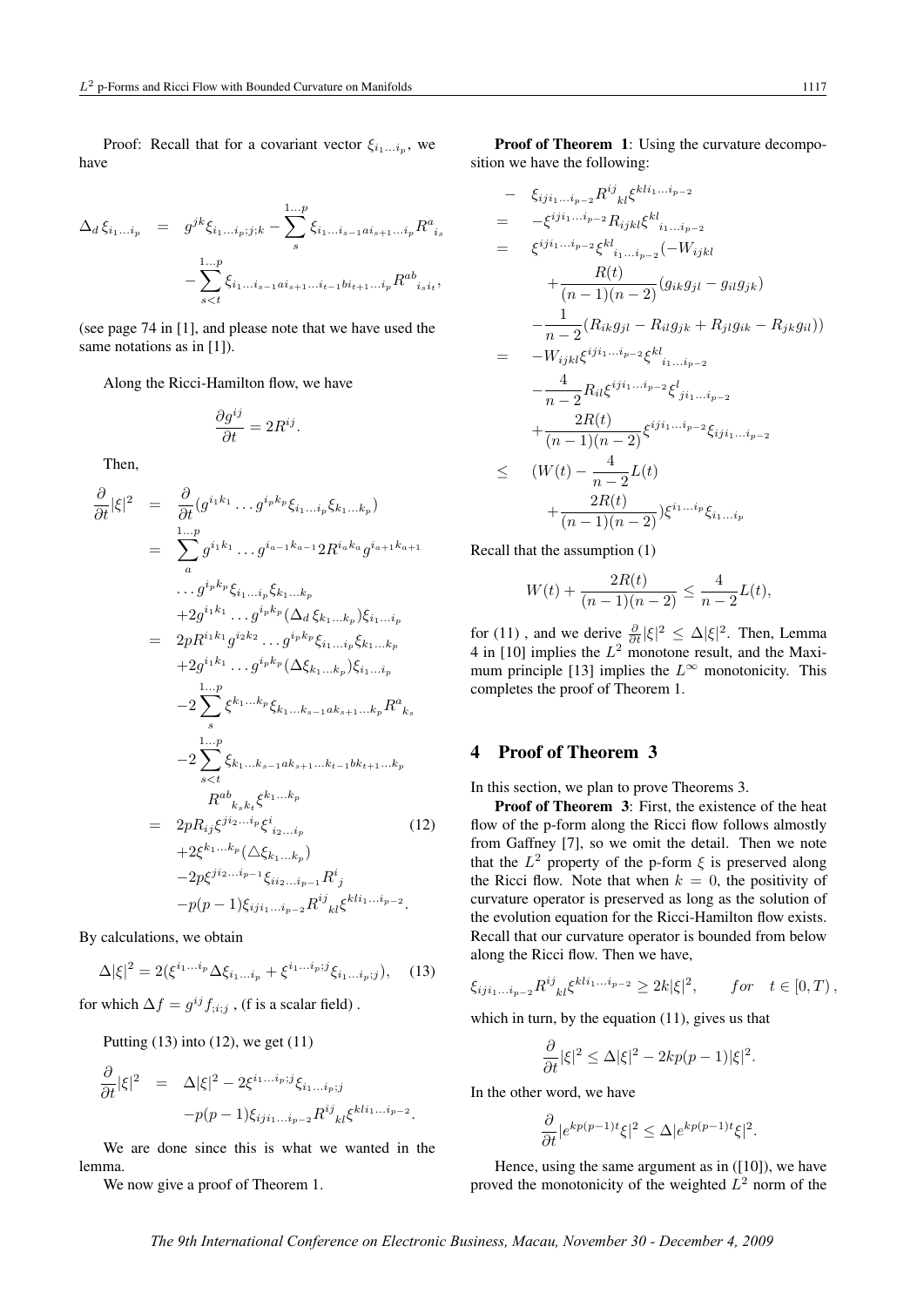Proof: Recall that for a covariant vector $\xi_{i_1 \ldots i_p}$, we have

$$
\begin{aligned}
\Delta_d \xi_{i_1 \ldots i_p} \quad = \quad & g^{jk} \xi_{i_1 \ldots i_p;j;k} - \sum_s^{1\ldots p} \xi_{i_1 \ldots i_{s-1} a i_{s+1} \ldots i_p} R^a{}_{i_s} \\
& - \sum_{s<t}^{1\ldots p} \xi_{i_1 \ldots i_{s-1} a i_{s+1} \ldots i_{t-1} b i_{t+1} \ldots i_p} R^{ab}{}_{i_s i_t},
\end{aligned}
$$

(see page 74 in [1], and please note that we have used the same notations as in [1]).

Along the Ricci-Hamilton flow, we have

$$
\frac{\partial g^{ij}}{\partial t} = 2R^{ij}.
$$

Then,

$$
\begin{aligned}
\frac{\partial}{\partial t}|\xi|^2 \quad = \quad & \frac{\partial}{\partial t}(g^{i_1 k_1} \ldots g^{i_p k_p} \xi_{i_1 \ldots i_p} \xi_{k_1 \ldots k_p}) \\
= \quad & \sum_a^{1\ldots p} g^{i_1 k_1} \ldots g^{i_{a-1} k_{a-1}} 2R^{i_a k_a} g^{i_{a+1} k_{a+1}} \\
& \ldots g^{i_p k_p} \xi_{i_1 \ldots i_p} \xi_{k_1 \ldots k_p} \\
& + 2 g^{i_1 k_1} \ldots g^{i_p k_p} (\Delta_d \xi_{k_1 \ldots k_p}) \xi_{i_1 \ldots i_p} \\
= \quad & 2p R^{i_1 k_1} g^{i_2 k_2} \ldots g^{i_p k_p} \xi_{i_1 \ldots i_p} \xi_{k_1 \ldots k_p} \\
& + 2 g^{i_1 k_1} \ldots g^{i_p k_p} (\Delta \xi_{k_1 \ldots k_p}) \xi_{i_1 \ldots i_p} \\
& - 2 \sum_s^{1\ldots p} \xi^{k_1 \ldots k_p} \xi_{k_1 \ldots k_{s-1} a k_{s+1} \ldots k_p} R^a{}_{k_s} \\
& - 2 \sum_{s<t}^{1\ldots p} \xi_{k_1 \ldots k_{s-1} a k_{s+1} \ldots k_{t-1} b k_{t+1} \ldots k_p} \\
& \quad R^{ab}{}_{k_s k_t} \xi^{k_1 \ldots k_p} \\
= \quad & 2p R_{ij} \xi^{j i_2 \ldots i_p} \xi^i{}_{i_2 \ldots i_p} \qquad (12) \\
& + 2 \xi^{k_1 \ldots k_p} (\triangle \xi_{k_1 \ldots k_p}) \\
& - 2p \xi^{j i_2 \ldots i_{p-1}} \xi_{i i_2 \ldots i_{p-1}} R^i{}_j \\
& - p(p-1) \xi_{i j i_1 \ldots i_{p-2}} R^{ij}{}_{kl} \xi^{k l i_1 \ldots i_{p-2}}.
\end{aligned}
$$

By calculations, we obtain

$$
\Delta |\xi|^2 = 2(\xi^{i_1 \ldots i_p} \Delta \xi_{i_1 \ldots i_p} + \xi^{i_1 \ldots i_p;j} \xi_{i_1 \ldots i_p;j}), \quad (13)
$$

for which $\Delta f = g^{ij} f_{;i;j}$ , (f is a scalar field) .

Putting (13) into (12), we get (11)

$$
\begin{aligned}
\frac{\partial}{\partial t}|\xi|^2 \quad = \quad & \Delta |\xi|^2 - 2 \xi^{i_1 \ldots i_p;j} \xi_{i_1 \ldots i_p;j} \\
& - p(p-1) \xi_{i j i_1 \ldots i_{p-2}} R^{ij}{}_{kl} \xi^{k l i_1 \ldots i_{p-2}}.
\end{aligned}
$$

We are done since this is what we wanted in the lemma.

We now give a proof of Theorem 1.

**Proof of Theorem 1**: Using the curvature decomposition we have the following:

$$
\begin{aligned}
- \quad & \xi_{i j i_1 \ldots i_{p-2}} R^{ij}{}_{kl} \xi^{k l i_1 \ldots i_{p-2}} \\
= \quad & - \xi^{i j i_1 \ldots i_{p-2}} R_{ijkl} \xi^{kl}{}_{i_1 \ldots i_{p-2}} \\
= \quad & \xi^{i j i_1 \ldots i_{p-2}} \xi^{kl}{}_{i_1 \ldots i_{p-2}} (-W_{ijkl} \\
& + \frac{R(t)}{(n-1)(n-2)} (g_{ik} g_{jl} - g_{il} g_{jk}) \\
& - \frac{1}{n-2} (R_{ik} g_{jl} - R_{il} g_{jk} + R_{jl} g_{ik} - R_{jk} g_{il})) \\
= \quad & - W_{ijkl} \xi^{i j i_1 \ldots i_{p-2}} \xi^{kl}{}_{i_1 \ldots i_{p-2}} \\
& - \frac{4}{n-2} R_{il} \xi^{i j i_1 \ldots i_{p-2}} \xi^l{}_{j i_1 \ldots i_{p-2}} \\
& + \frac{2R(t)}{(n-1)(n-2)} \xi^{i j i_1 \ldots i_{p-2}} \xi_{i j i_1 \ldots i_{p-2}} \\
\leq \quad & (W(t) - \frac{4}{n-2} L(t) \\
& + \frac{2R(t)}{(n-1)(n-2)}) \xi^{i_1 \ldots i_p} \xi_{i_1 \ldots i_p}
\end{aligned}
$$

Recall that the assumption (1)

$$
W(t) + \frac{2R(t)}{(n-1)(n-2)} \leq \frac{4}{n-2} L(t),
$$

for (11) , and we derive $\frac{\partial}{\partial t}|\xi|^2 \leq \Delta |\xi|^2$. Then, Lemma 4 in [10] implies the $L^2$ monotone result, and the Maximum principle [13] implies the $L^\infty$ monotonicity. This completes the proof of Theorem 1.

## 4 Proof of Theorem 3

In this section, we plan to prove Theorems 3.

**Proof of Theorem 3**: First, the existence of the heat flow of the p-form along the Ricci flow follows almostly from Gaffney [7], so we omit the detail. Then we note that the $L^2$ property of the p-form $\xi$ is preserved along the Ricci flow. Note that when $k = 0$, the positivity of curvature operator is preserved as long as the solution of the evolution equation for the Ricci-Hamilton flow exists. Recall that our curvature operator is bounded from below along the Ricci flow. Then we have,

$$
\xi_{i j i_1 \ldots i_{p-2}} R^{ij}{}_{kl} \xi^{k l i_1 \ldots i_{p-2}} \geq 2k |\xi|^2, \qquad for \quad t \in [0, T) \, ,
$$

which in turn, by the equation (11), gives us that

$$
\frac{\partial}{\partial t}|\xi|^2 \leq \Delta |\xi|^2 - 2kp(p-1)|\xi|^2.
$$

In the other word, we have

$$
\frac{\partial}{\partial t}|e^{kp(p-1)t} \xi|^2 \leq \Delta |e^{kp(p-1)t} \xi|^2.
$$

Hence, using the same argument as in ([10]), we have proved the monotonicity of the weighted $L^2$ norm of the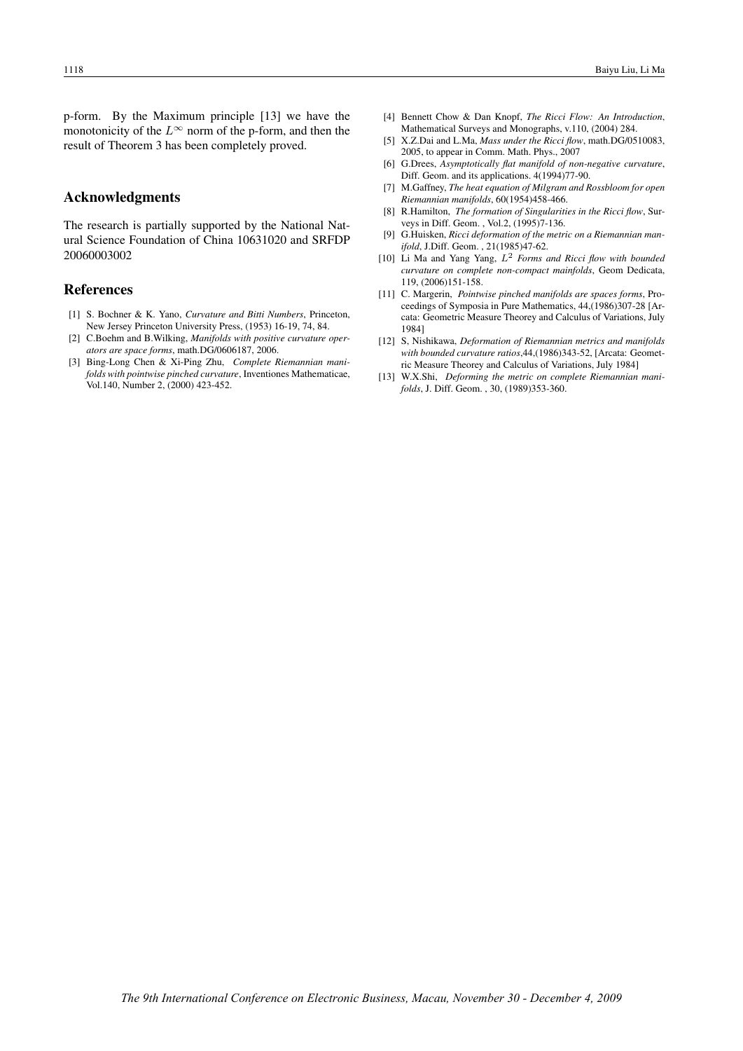p-form. By the Maximum principle [13] we have the monotonicity of the $L^\infty$ norm of the p-form, and then the result of Theorem 3 has been completely proved.

## Acknowledgments

The research is partially supported by the National Natural Science Foundation of China 10631020 and SRFDP 20060003002

## References

[1] S. Bochner & K. Yano, *Curvature and Bitti Numbers*, Princeton, New Jersey Princeton University Press, (1953) 16-19, 74, 84.

[2] C.Boehm and B.Wilking, *Manifolds with positive curvature operators are space forms*, math.DG/0606187, 2006.

[3] Bing-Long Chen & Xi-Ping Zhu, *Complete Riemannian manifolds with pointwise pinched curvature*, Inventiones Mathematicae, Vol.140, Number 2, (2000) 423-452.

[4] Bennett Chow & Dan Knopf, *The Ricci Flow: An Introduction*, Mathematical Surveys and Monographs, v.110, (2004) 284.

[5] X.Z.Dai and L.Ma, *Mass under the Ricci flow*, math.DG/0510083, 2005, to appear in Comm. Math. Phys., 2007

[6] G.Drees, *Asymptotically flat manifold of non-negative curvature*, Diff. Geom. and its applications. 4(1994)77-90.

[7] M.Gaffney, *The heat equation of Milgram and Rossbloom for open Riemannian manifolds*, 60(1954)458-466.

[8] R.Hamilton, *The formation of Singularities in the Ricci flow*, Surveys in Diff. Geom. , Vol.2, (1995)7-136.

[9] G.Huisken, *Ricci deformation of the metric on a Riemannian manifold*, J.Diff. Geom. , 21(1985)47-62.

[10] Li Ma and Yang Yang, *$L^2$ Forms and Ricci flow with bounded curvature on complete non-compact mainfolds*, Geom Dedicata, 119, (2006)151-158.

[11] C. Margerin, *Pointwise pinched manifolds are spaces forms*, Proceedings of Symposia in Pure Mathematics, 44,(1986)307-28 [Arcata: Geometric Measure Theorey and Calculus of Variations, July 1984]

[12] S, Nishikawa, *Deformation of Riemannian metrics and manifolds with bounded curvature ratios*,44,(1986)343-52, [Arcata: Geometric Measure Theorey and Calculus of Variations, July 1984]

[13] W.X.Shi, *Deforming the metric on complete Riemannian manifolds*, J. Diff. Geom. , 30, (1989)353-360.